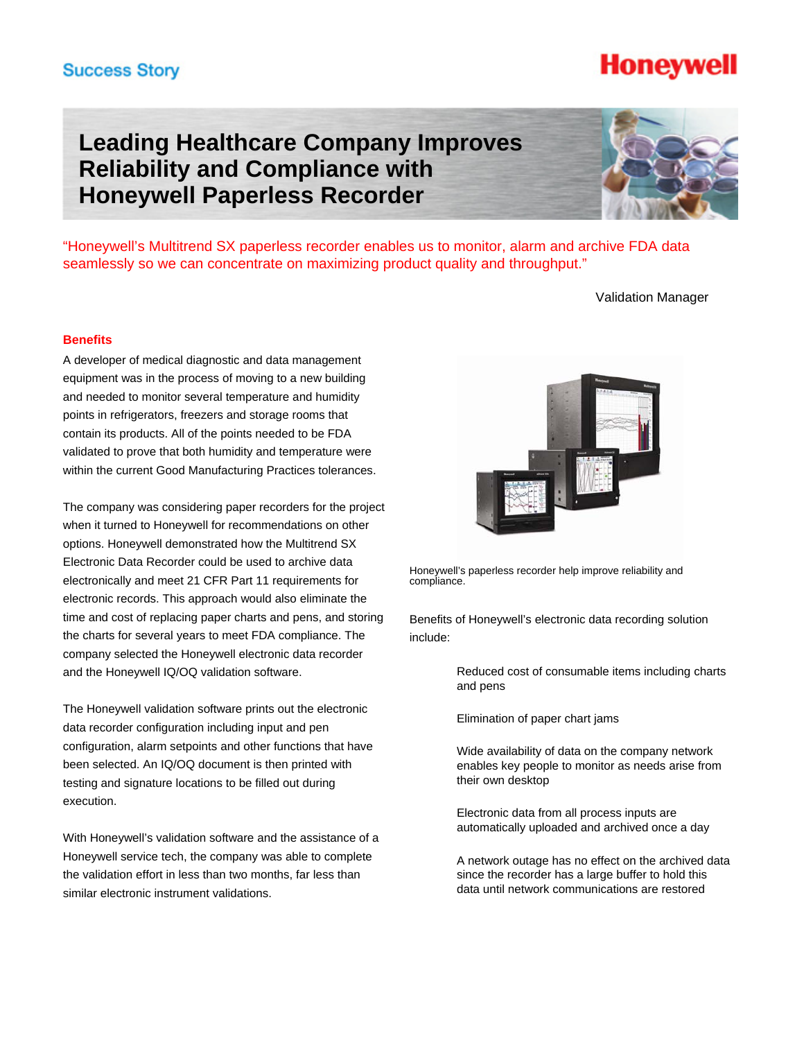Success Story

# Leading Healthcare Company Improves Reliability and Compliance with Honeywell Paperless Recorder

"Honeywell's Multitrend SX paperless recorder enables us to monitor, alarm and archive FDA data seamlessly so we can concentrate on maximizing product quality and throughput."

Validation Manager

## Benefits

A developer of medical diagnostic and data management equipment was in the process of moving to a new building and needed to monitor several temperature and humidity points in refrigerators, freezers and storage rooms that contain its products. All of the points needed to be FDA validated to prove that both humidity and temperature were within the current Good Manufacturing Practices tolerances.

The company was considering paper recorders for the project when it turned to Honeywell for recommendations on other options. Honeywell demonstrated how the Multitrend SX Electronic Data Recorder could be used to archive data electronically and meet 21 CFR Part 11 requirements for electronic records. This approach would also eliminate the time and cost of replacing paper charts and pens, and storing the charts for several years to meet FDA compliance. The company selected the Honeywell electronic data recorder and the Honeywell IQ/OQ validation software.

The Honeywell validation software prints out the electronic data recorder configuration including input and pen configuration, alarm setpoints and other functions that have been selected. An IQ/OQ document is then printed with testing and signature locations to be filled out during execution.

With Honeywell's validation software and the assistance of a Honeywell service tech, the company was able to complete the validation effort in less than two months, far less than similar electronic instrument validations.

Honeywell's paperless recorder help improve reliability and compliance.

Benefits of Honeywell's electronic data recording solution include:

- Reduced cost of consumable items including charts and pens
- Elimination of paper chart jams
- Wide availability of data on the company network enables key people to monitor as needs arise from their own desktop
- Electronic data from all process inputs are automatically uploaded and archived once a day
- A network outage has no effect on the archived data since the recorder has a large buffer to hold this data until network communications are restored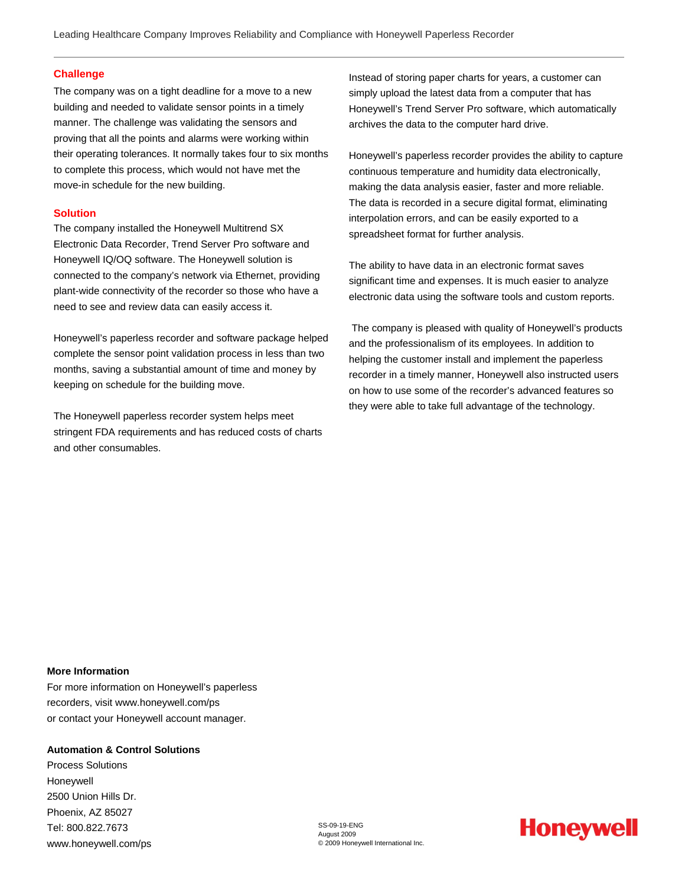## Challenge

The company was on a tight deadline for a move to a new building and needed to validate sensor points in a timely manner. The challenge was validating the sensors and proving that all the points and alarms were working within their operating tolerances. It normally takes four to six months to complete this process, which would not have met the move-in schedule for the new building.

## Solution

The company installed the Honeywell Multitrend SX Electronic Data Recorder, Trend Server Pro software and Honeywell IQ/OQ software. The Honeywell solution is connected to the company's network via Ethernet, providing plant-wide connectivity of the recorder so those who have a need to see and review data can easily access it.

Honeywell's paperless recorder and software package helped complete the sensor point validation process in less than two months, saving a substantial amount of time and money by keeping on schedule for the building move.

The Honeywell paperless recorder system helps meet stringent FDA requirements and has reduced costs of charts and other consumables.

Instead of storing paper charts for years, a customer can simply upload the latest data from a computer that has Honeywell's Trend Server Pro software, which automatically archives the data to the computer hard drive.

Honeywell's paperless recorder provides the ability to capture continuous temperature and humidity data electronically, making the data analysis easier, faster and more reliable. The data is recorded in a secure digital format, eliminating interpolation errors, and can be easily exported to a spreadsheet format for further analysis.

The ability to have data in an electronic format saves significant time and expenses. It is much easier to analyze electronic data using the software tools and custom reports.

The company is pleased with quality of Honeywell's products and the professionalism of its employees. In addition to helping the customer install and implement the paperless recorder in a timely manner, Honeywell also instructed users on how to use some of the recorder's advanced features so they were able to take full advantage of the technology.

**More Information**

For more information on Honeywell's paperless recorders, visit www.honeywell.com/ps or contact your Honeywell account manager.

**Automation & Control Solutions**

Process Solutions
Honeywell
2500 Union Hills Dr.
Phoenix, AZ 85027
Tel: 800.822.7673
www.honeywell.com/ps

SS-09-19-ENG
August 2009
© 2009 Honeywell International Inc.

Honeywell